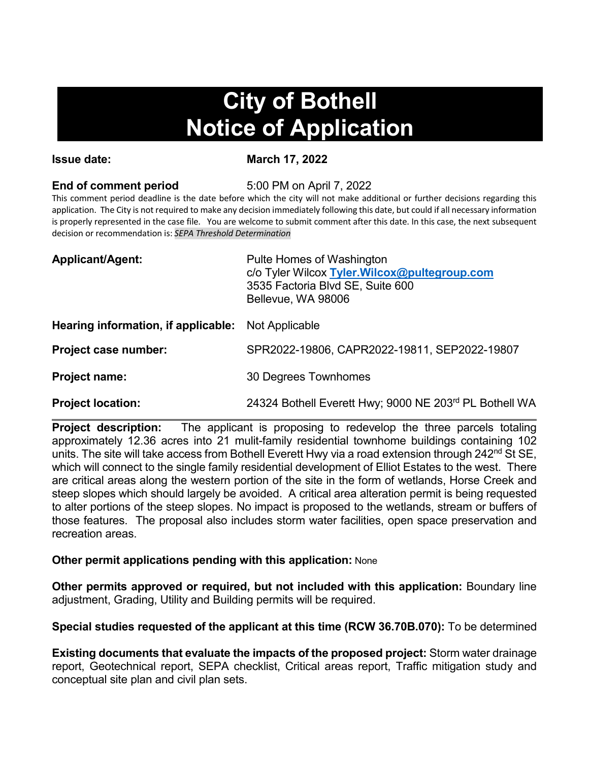# City of Bothell
# Notice of Application

**Issue date:** **March 17, 2022**

**End of comment period** 5:00 PM on April 7, 2022

This comment period deadline is the date before which the city will not make additional or further decisions regarding this application. The City is not required to make any decision immediately following this date, but could if all necessary information is properly represented in the case file. You are welcome to submit comment after this date. In this case, the next subsequent decision or recommendation is: *SEPA Threshold Determination*

**Applicant/Agent:** Pulte Homes of Washington
c/o Tyler Wilcox **Tyler.Wilcox@pultegroup.com**
3535 Factoria Blvd SE, Suite 600
Bellevue, WA 98006

**Hearing information, if applicable:** Not Applicable

**Project case number:** SPR2022-19806, CAPR2022-19811, SEP2022-19807

**Project name:** 30 Degrees Townhomes

**Project location:** 24324 Bothell Everett Hwy; 9000 NE 203rd PL Bothell WA

**Project description:** The applicant is proposing to redevelop the three parcels totaling approximately 12.36 acres into 21 mulit-family residential townhome buildings containing 102 units. The site will take access from Bothell Everett Hwy via a road extension through 242nd St SE, which will connect to the single family residential development of Elliot Estates to the west. There are critical areas along the western portion of the site in the form of wetlands, Horse Creek and steep slopes which should largely be avoided. A critical area alteration permit is being requested to alter portions of the steep slopes. No impact is proposed to the wetlands, stream or buffers of those features. The proposal also includes storm water facilities, open space preservation and recreation areas.

**Other permit applications pending with this application:** None

**Other permits approved or required, but not included with this application:** Boundary line adjustment, Grading, Utility and Building permits will be required.

**Special studies requested of the applicant at this time (RCW 36.70B.070):** To be determined

**Existing documents that evaluate the impacts of the proposed project:** Storm water drainage report, Geotechnical report, SEPA checklist, Critical areas report, Traffic mitigation study and conceptual site plan and civil plan sets.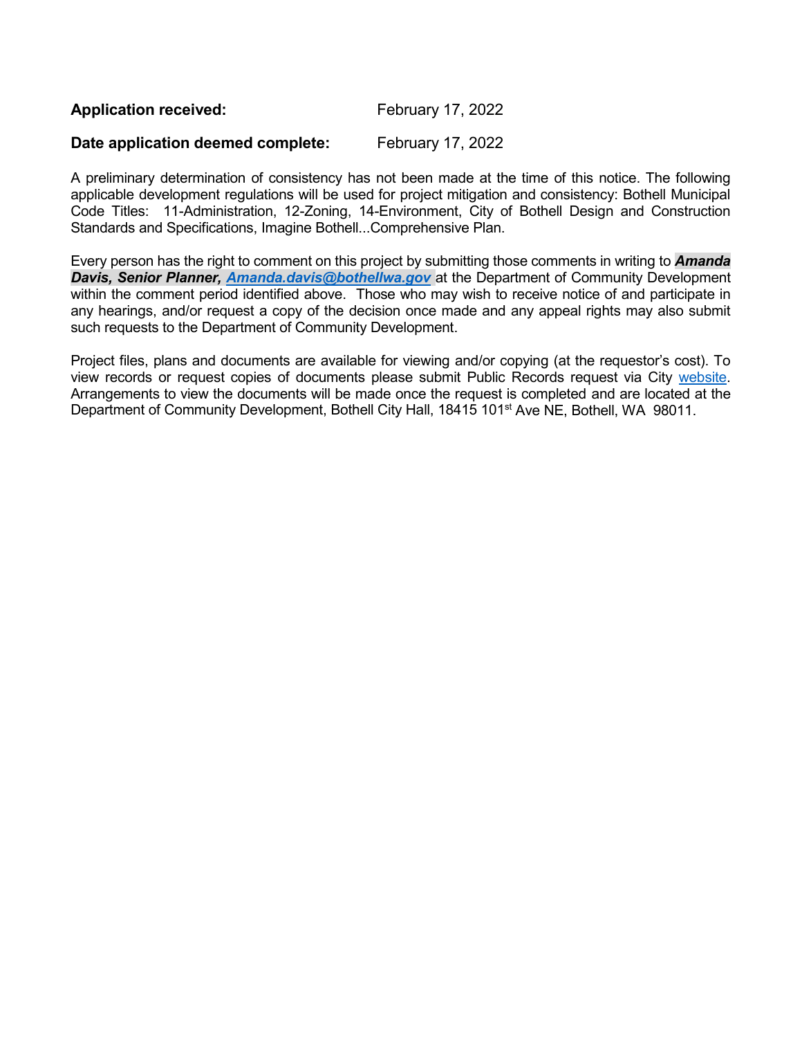**Application received:** February 17, 2022

**Date application deemed complete:** February 17, 2022

A preliminary determination of consistency has not been made at the time of this notice. The following applicable development regulations will be used for project mitigation and consistency: Bothell Municipal Code Titles: 11-Administration, 12-Zoning, 14-Environment, City of Bothell Design and Construction Standards and Specifications, Imagine Bothell...Comprehensive Plan.

Every person has the right to comment on this project by submitting those comments in writing to ***Amanda Davis, Senior Planner, Amanda.davis@bothellwa.gov*** at the Department of Community Development within the comment period identified above. Those who may wish to receive notice of and participate in any hearings, and/or request a copy of the decision once made and any appeal rights may also submit such requests to the Department of Community Development.

Project files, plans and documents are available for viewing and/or copying (at the requestor's cost). To view records or request copies of documents please submit Public Records request via City website. Arrangements to view the documents will be made once the request is completed and are located at the Department of Community Development, Bothell City Hall, 18415 101st Ave NE, Bothell, WA 98011.